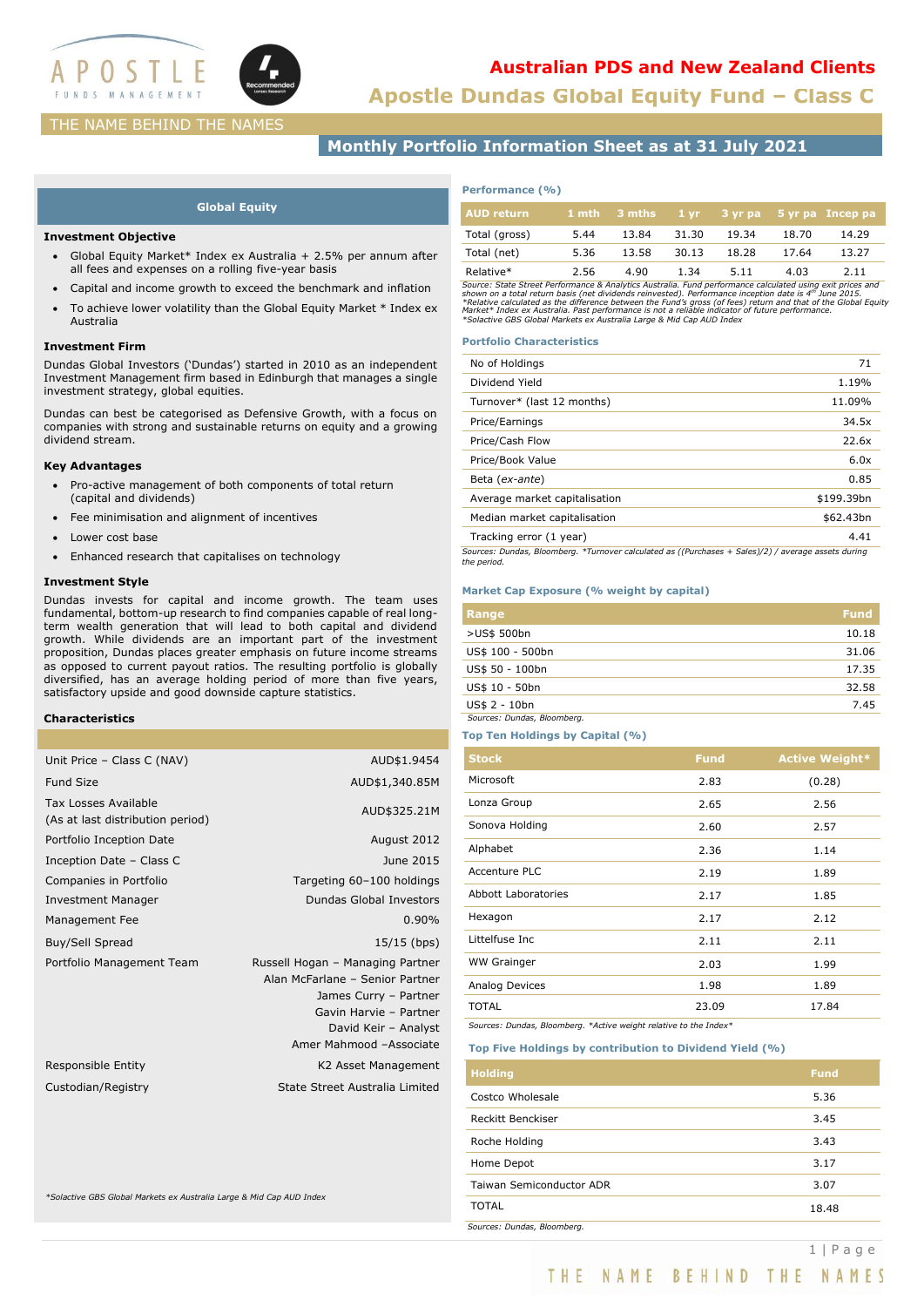# Australian PDS and New Zealand Clients

## Apostle Dundas Global Equity Fund – Class C

THE NAME BEHIND THE NAMES

## Monthly Portfolio Information Sheet as at 31 July 2021

### Global Equity

**Investment Objective**

- Global Equity Market* Index ex Australia + 2.5% per annum after all fees and expenses on a rolling five-year basis
- Capital and income growth to exceed the benchmark and inflation
- To achieve lower volatility than the Global Equity Market * Index ex Australia

**Investment Firm**

Dundas Global Investors ('Dundas') started in 2010 as an independent Investment Management firm based in Edinburgh that manages a single investment strategy, global equities.

Dundas can best be categorised as Defensive Growth, with a focus on companies with strong and sustainable returns on equity and a growing dividend stream.

**Key Advantages**

- Pro-active management of both components of total return (capital and dividends)
- Fee minimisation and alignment of incentives
- Lower cost base
- Enhanced research that capitalises on technology

**Investment Style**

Dundas invests for capital and income growth. The team uses fundamental, bottom-up research to find companies capable of real long-term wealth generation that will lead to both capital and dividend growth. While dividends are an important part of the investment proposition, Dundas places greater emphasis on future income streams as opposed to current payout ratios. The resulting portfolio is globally diversified, has an average holding period of more than five years, satisfactory upside and good downside capture statistics.

**Characteristics**

| | |
|---|---|
| Unit Price – Class C (NAV) | AUD$1.9454 |
| Fund Size | AUD$1,340.85M |
| Tax Losses Available (As at last distribution period) | AUD$325.21M |
| Portfolio Inception Date | August 2012 |
| Inception Date – Class C | June 2015 |
| Companies in Portfolio | Targeting 60–100 holdings |
| Investment Manager | Dundas Global Investors |
| Management Fee | 0.90% |
| Buy/Sell Spread | 15/15 (bps) |
| Portfolio Management Team | Russell Hogan – Managing Partner<br>Alan McFarlane – Senior Partner<br>James Curry – Partner<br>Gavin Harvie – Partner<br>David Keir – Analyst<br>Amer Mahmood –Associate |
| Responsible Entity | K2 Asset Management |
| Custodian/Registry | State Street Australia Limited |

*Solactive GBS Global Markets ex Australia Large & Mid Cap AUD Index

**Performance (%)**

| AUD return | 1 mth | 3 mths | 1 yr | 3 yr pa | 5 yr pa | Incep pa |
|---|---|---|---|---|---|---|
| Total (gross) | 5.44 | 13.84 | 31.30 | 19.34 | 18.70 | 14.29 |
| Total (net) | 5.36 | 13.58 | 30.13 | 18.28 | 17.64 | 13.27 |
| Relative* | 2.56 | 4.90 | 1.34 | 5.11 | 4.03 | 2.11 |

*Source: State Street Performance & Analytics Australia. Fund performance calculated using exit prices and shown on a total return basis (net dividends reinvested). Performance inception date is 4th June 2015. *Relative calculated as the difference between the Fund's gross (of fees) return and that of the Global Equity Market* Index ex Australia. Past performance is not a reliable indicator of future performance. *Solactive GBS Global Markets ex Australia Large & Mid Cap AUD Index*

**Portfolio Characteristics**

| | |
|---|---|
| No of Holdings | 71 |
| Dividend Yield | 1.19% |
| Turnover* (last 12 months) | 11.09% |
| Price/Earnings | 34.5x |
| Price/Cash Flow | 22.6x |
| Price/Book Value | 6.0x |
| Beta (*ex-ante*) | 0.85 |
| Average market capitalisation | $199.39bn |
| Median market capitalisation | $62.43bn |
| Tracking error (1 year) | 4.41 |

*Sources: Dundas, Bloomberg. *Turnover calculated as ((Purchases + Sales)/2) / average assets during the period.*

**Market Cap Exposure (% weight by capital)**

| Range | Fund |
|---|---|
| >US$ 500bn | 10.18 |
| US$ 100 - 500bn | 31.06 |
| US$ 50 - 100bn | 17.35 |
| US$ 10 - 50bn | 32.58 |
| US$ 2 - 10bn | 7.45 |

*Sources: Dundas, Bloomberg.*

**Top Ten Holdings by Capital (%)**

| Stock | Fund | Active Weight* |
|---|---|---|
| Microsoft | 2.83 | (0.28) |
| Lonza Group | 2.65 | 2.56 |
| Sonova Holding | 2.60 | 2.57 |
| Alphabet | 2.36 | 1.14 |
| Accenture PLC | 2.19 | 1.89 |
| Abbott Laboratories | 2.17 | 1.85 |
| Hexagon | 2.17 | 2.12 |
| Littelfuse Inc | 2.11 | 2.11 |
| WW Grainger | 2.03 | 1.99 |
| Analog Devices | 1.98 | 1.89 |
| TOTAL | 23.09 | 17.84 |

*Sources: Dundas, Bloomberg. *Active weight relative to the Index**

**Top Five Holdings by contribution to Dividend Yield (%)**

| Holding | Fund |
|---|---|
| Costco Wholesale | 5.36 |
| Reckitt Benckiser | 3.45 |
| Roche Holding | 3.43 |
| Home Depot | 3.17 |
| Taiwan Semiconductor ADR | 3.07 |
| TOTAL | 18.48 |

*Sources: Dundas, Bloomberg.*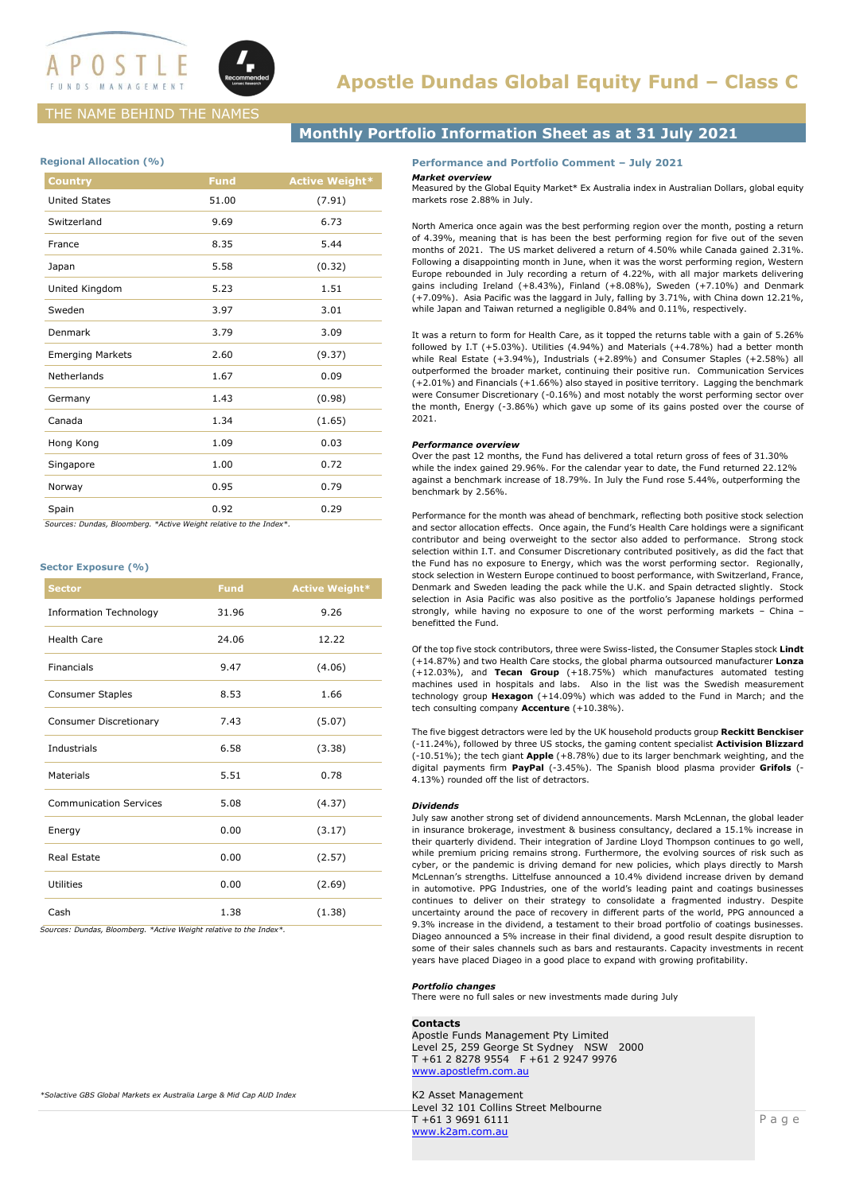# Apostle Dundas Global Equity Fund – Class C

THE NAME BEHIND THE NAMES

## Monthly Portfolio Information Sheet as at 31 July 2021

### Regional Allocation (%)

| Country | Fund | Active Weight* |
|---|---|---|
| United States | 51.00 | (7.91) |
| Switzerland | 9.69 | 6.73 |
| France | 8.35 | 5.44 |
| Japan | 5.58 | (0.32) |
| United Kingdom | 5.23 | 1.51 |
| Sweden | 3.97 | 3.01 |
| Denmark | 3.79 | 3.09 |
| Emerging Markets | 2.60 | (9.37) |
| Netherlands | 1.67 | 0.09 |
| Germany | 1.43 | (0.98) |
| Canada | 1.34 | (1.65) |
| Hong Kong | 1.09 | 0.03 |
| Singapore | 1.00 | 0.72 |
| Norway | 0.95 | 0.79 |
| Spain | 0.92 | 0.29 |

*Sources: Dundas, Bloomberg. *Active Weight relative to the Index*.*

### Sector Exposure (%)

| Sector | Fund | Active Weight* |
|---|---|---|
| Information Technology | 31.96 | 9.26 |
| Health Care | 24.06 | 12.22 |
| Financials | 9.47 | (4.06) |
| Consumer Staples | 8.53 | 1.66 |
| Consumer Discretionary | 7.43 | (5.07) |
| Industrials | 6.58 | (3.38) |
| Materials | 5.51 | 0.78 |
| Communication Services | 5.08 | (4.37) |
| Energy | 0.00 | (3.17) |
| Real Estate | 0.00 | (2.57) |
| Utilities | 0.00 | (2.69) |
| Cash | 1.38 | (1.38) |

*Sources: Dundas, Bloomberg. *Active Weight relative to the Index*.*

*Solactive GBS Global Markets ex Australia Large & Mid Cap AUD Index

### Performance and Portfolio Comment – July 2021

***Market overview***

Measured by the Global Equity Market* Ex Australia index in Australian Dollars, global equity markets rose 2.88% in July.

North America once again was the best performing region over the month, posting a return of 4.39%, meaning that is has been the best performing region for five out of the seven months of 2021. The US market delivered a return of 4.50% while Canada gained 2.31%. Following a disappointing month in June, when it was the worst performing region, Western Europe rebounded in July recording a return of 4.22%, with all major markets delivering gains including Ireland (+8.43%), Finland (+8.08%), Sweden (+7.10%) and Denmark (+7.09%). Asia Pacific was the laggard in July, falling by 3.71%, with China down 12.21%, while Japan and Taiwan returned a negligible 0.84% and 0.11%, respectively.

It was a return to form for Health Care, as it topped the returns table with a gain of 5.26% followed by I.T (+5.03%). Utilities (4.94%) and Materials (+4.78%) had a better month while Real Estate (+3.94%), Industrials (+2.89%) and Consumer Staples (+2.58%) all outperformed the broader market, continuing their positive run. Communication Services (+2.01%) and Financials (+1.66%) also stayed in positive territory. Lagging the benchmark were Consumer Discretionary (-0.16%) and most notably the worst performing sector over the month, Energy (-3.86%) which gave up some of its gains posted over the course of 2021.

***Performance overview***

Over the past 12 months, the Fund has delivered a total return gross of fees of 31.30% while the index gained 29.96%. For the calendar year to date, the Fund returned 22.12% against a benchmark increase of 18.79%. In July the Fund rose 5.44%, outperforming the benchmark by 2.56%.

Performance for the month was ahead of benchmark, reflecting both positive stock selection and sector allocation effects. Once again, the Fund's Health Care holdings were a significant contributor and being overweight to the sector also added to performance. Strong stock selection within I.T. and Consumer Discretionary contributed positively, as did the fact that the Fund has no exposure to Energy, which was the worst performing sector. Regionally, stock selection in Western Europe continued to boost performance, with Switzerland, France, Denmark and Sweden leading the pack while the U.K. and Spain detracted slightly. Stock selection in Asia Pacific was also positive as the portfolio's Japanese holdings performed strongly, while having no exposure to one of the worst performing markets – China – benefitted the Fund.

Of the top five stock contributors, three were Swiss-listed, the Consumer Staples stock **Lindt** (+14.87%) and two Health Care stocks, the global pharma outsourced manufacturer **Lonza** (+12.03%), and **Tecan Group** (+18.75%) which manufactures automated testing machines used in hospitals and labs. Also in the list was the Swedish measurement technology group **Hexagon** (+14.09%) which was added to the Fund in March; and the tech consulting company **Accenture** (+10.38%).

The five biggest detractors were led by the UK household products group **Reckitt Benckiser** (-11.24%), followed by three US stocks, the gaming content specialist **Activision Blizzard** (-10.51%); the tech giant **Apple** (+8.78%) due to its larger benchmark weighting, and the digital payments firm **PayPal** (-3.45%). The Spanish blood plasma provider **Grifols** (-4.13%) rounded off the list of detractors.

***Dividends***

July saw another strong set of dividend announcements. Marsh McLennan, the global leader in insurance brokerage, investment & business consultancy, declared a 15.1% increase in their quarterly dividend. Their integration of Jardine Lloyd Thompson continues to go well, while premium pricing remains strong. Furthermore, the evolving sources of risk such as cyber, or the pandemic is driving demand for new policies, which plays directly to Marsh McLennan's strengths. Littelfuse announced a 10.4% dividend increase driven by demand in automotive. PPG Industries, one of the world's leading paint and coatings businesses continues to deliver on their strategy to consolidate a fragmented industry. Despite uncertainty around the pace of recovery in different parts of the world, PPG announced a 9.3% increase in the dividend, a testament to their broad portfolio of coatings businesses. Diageo announced a 5% increase in their final dividend, a good result despite disruption to some of their sales channels such as bars and restaurants. Capacity investments in recent years have placed Diageo in a good place to expand with growing profitability.

***Portfolio changes***

There were no full sales or new investments made during July

**Contacts**

Apostle Funds Management Pty Limited
Level 25, 259 George St Sydney NSW 2000
T +61 2 8278 9554 F +61 2 9247 9976
www.apostlefm.com.au

K2 Asset Management
Level 32 101 Collins Street Melbourne
T +61 3 9691 6111
www.k2am.com.au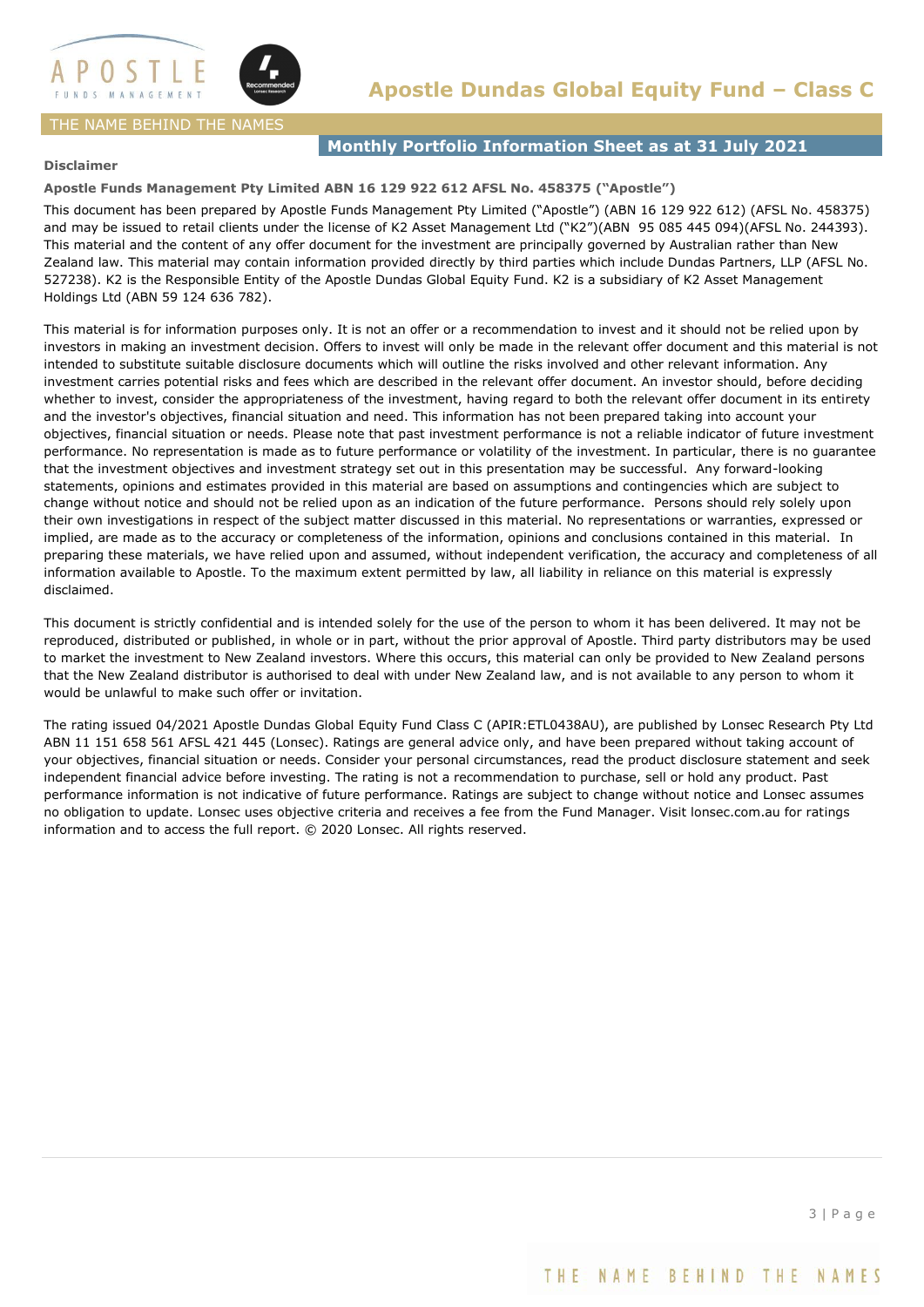**Disclaimer**

**Apostle Funds Management Pty Limited ABN 16 129 922 612 AFSL No. 458375 ("Apostle")**

This document has been prepared by Apostle Funds Management Pty Limited ("Apostle") (ABN 16 129 922 612) (AFSL No. 458375) and may be issued to retail clients under the license of K2 Asset Management Ltd ("K2")(ABN 95 085 445 094)(AFSL No. 244393). This material and the content of any offer document for the investment are principally governed by Australian rather than New Zealand law. This material may contain information provided directly by third parties which include Dundas Partners, LLP (AFSL No. 527238). K2 is the Responsible Entity of the Apostle Dundas Global Equity Fund. K2 is a subsidiary of K2 Asset Management Holdings Ltd (ABN 59 124 636 782).

This material is for information purposes only. It is not an offer or a recommendation to invest and it should not be relied upon by investors in making an investment decision. Offers to invest will only be made in the relevant offer document and this material is not intended to substitute suitable disclosure documents which will outline the risks involved and other relevant information. Any investment carries potential risks and fees which are described in the relevant offer document. An investor should, before deciding whether to invest, consider the appropriateness of the investment, having regard to both the relevant offer document in its entirety and the investor's objectives, financial situation and need. This information has not been prepared taking into account your objectives, financial situation or needs. Please note that past investment performance is not a reliable indicator of future investment performance. No representation is made as to future performance or volatility of the investment. In particular, there is no guarantee that the investment objectives and investment strategy set out in this presentation may be successful. Any forward-looking statements, opinions and estimates provided in this material are based on assumptions and contingencies which are subject to change without notice and should not be relied upon as an indication of the future performance. Persons should rely solely upon their own investigations in respect of the subject matter discussed in this material. No representations or warranties, expressed or implied, are made as to the accuracy or completeness of the information, opinions and conclusions contained in this material. In preparing these materials, we have relied upon and assumed, without independent verification, the accuracy and completeness of all information available to Apostle. To the maximum extent permitted by law, all liability in reliance on this material is expressly disclaimed.

This document is strictly confidential and is intended solely for the use of the person to whom it has been delivered. It may not be reproduced, distributed or published, in whole or in part, without the prior approval of Apostle. Third party distributors may be used to market the investment to New Zealand investors. Where this occurs, this material can only be provided to New Zealand persons that the New Zealand distributor is authorised to deal with under New Zealand law, and is not available to any person to whom it would be unlawful to make such offer or invitation.

The rating issued 04/2021 Apostle Dundas Global Equity Fund Class C (APIR:ETL0438AU), are published by Lonsec Research Pty Ltd ABN 11 151 658 561 AFSL 421 445 (Lonsec). Ratings are general advice only, and have been prepared without taking account of your objectives, financial situation or needs. Consider your personal circumstances, read the product disclosure statement and seek independent financial advice before investing. The rating is not a recommendation to purchase, sell or hold any product. Past performance information is not indicative of future performance. Ratings are subject to change without notice and Lonsec assumes no obligation to update. Lonsec uses objective criteria and receives a fee from the Fund Manager. Visit lonsec.com.au for ratings information and to access the full report. © 2020 Lonsec. All rights reserved.